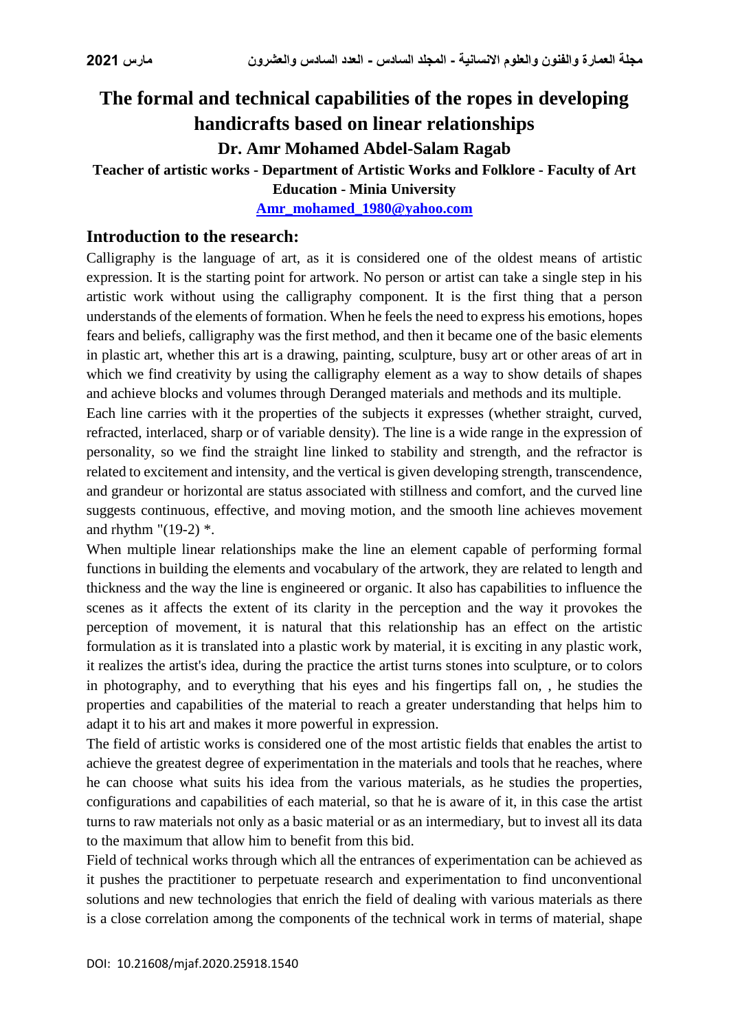# The formal and technical capabilities of the ropes in developing handicrafts based on linear relationships

**Dr. Amr Mohamed Abdel-Salam Ragab**

**Teacher of artistic works - Department of Artistic Works and Folklore - Faculty of Art Education - Minia University**

**Amr_mohamed_1980@yahoo.com**

## Introduction to the research:

Calligraphy is the language of art, as it is considered one of the oldest means of artistic expression. It is the starting point for artwork. No person or artist can take a single step in his artistic work without using the calligraphy component. It is the first thing that a person understands of the elements of formation. When he feels the need to express his emotions, hopes fears and beliefs, calligraphy was the first method, and then it became one of the basic elements in plastic art, whether this art is a drawing, painting, sculpture, busy art or other areas of art in which we find creativity by using the calligraphy element as a way to show details of shapes and achieve blocks and volumes through Deranged materials and methods and its multiple.

Each line carries with it the properties of the subjects it expresses (whether straight, curved, refracted, interlaced, sharp or of variable density). The line is a wide range in the expression of personality, so we find the straight line linked to stability and strength, and the refractor is related to excitement and intensity, and the vertical is given developing strength, transcendence, and grandeur or horizontal are status associated with stillness and comfort, and the curved line suggests continuous, effective, and moving motion, and the smooth line achieves movement and rhythm "(19-2) *.

When multiple linear relationships make the line an element capable of performing formal functions in building the elements and vocabulary of the artwork, they are related to length and thickness and the way the line is engineered or organic. It also has capabilities to influence the scenes as it affects the extent of its clarity in the perception and the way it provokes the perception of movement, it is natural that this relationship has an effect on the artistic formulation as it is translated into a plastic work by material, it is exciting in any plastic work, it realizes the artist's idea, during the practice the artist turns stones into sculpture, or to colors in photography, and to everything that his eyes and his fingertips fall on, , he studies the properties and capabilities of the material to reach a greater understanding that helps him to adapt it to his art and makes it more powerful in expression.

The field of artistic works is considered one of the most artistic fields that enables the artist to achieve the greatest degree of experimentation in the materials and tools that he reaches, where he can choose what suits his idea from the various materials, as he studies the properties, configurations and capabilities of each material, so that he is aware of it, in this case the artist turns to raw materials not only as a basic material or as an intermediary, but to invest all its data to the maximum that allow him to benefit from this bid.

Field of technical works through which all the entrances of experimentation can be achieved as it pushes the practitioner to perpetuate research and experimentation to find unconventional solutions and new technologies that enrich the field of dealing with various materials as there is a close correlation among the components of the technical work in terms of material, shape

DOI: 10.21608/mjaf.2020.25918.1540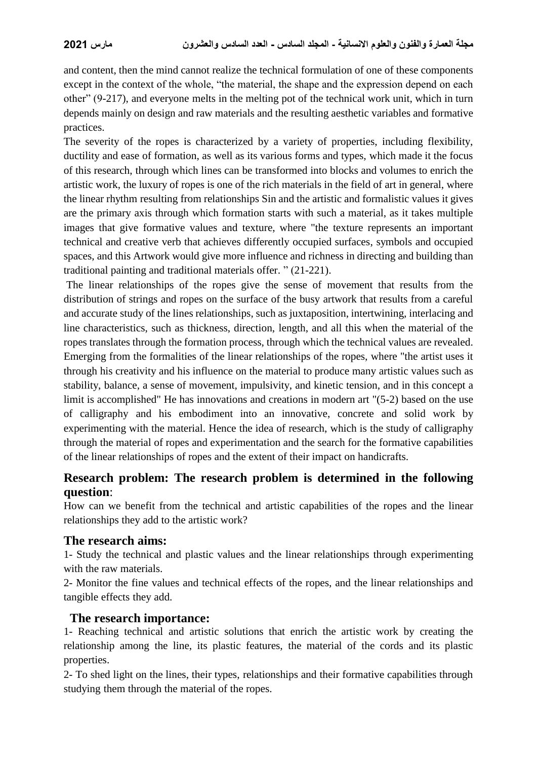and content, then the mind cannot realize the technical formulation of one of these components except in the context of the whole, "the material, the shape and the expression depend on each other" (9-217), and everyone melts in the melting pot of the technical work unit, which in turn depends mainly on design and raw materials and the resulting aesthetic variables and formative practices.

The severity of the ropes is characterized by a variety of properties, including flexibility, ductility and ease of formation, as well as its various forms and types, which made it the focus of this research, through which lines can be transformed into blocks and volumes to enrich the artistic work, the luxury of ropes is one of the rich materials in the field of art in general, where the linear rhythm resulting from relationships Sin and the artistic and formalistic values it gives are the primary axis through which formation starts with such a material, as it takes multiple images that give formative values and texture, where "the texture represents an important technical and creative verb that achieves differently occupied surfaces, symbols and occupied spaces, and this Artwork would give more influence and richness in directing and building than traditional painting and traditional materials offer. " (21-221).

The linear relationships of the ropes give the sense of movement that results from the distribution of strings and ropes on the surface of the busy artwork that results from a careful and accurate study of the lines relationships, such as juxtaposition, intertwining, interlacing and line characteristics, such as thickness, direction, length, and all this when the material of the ropes translates through the formation process, through which the technical values are revealed. Emerging from the formalities of the linear relationships of the ropes, where "the artist uses it through his creativity and his influence on the material to produce many artistic values such as stability, balance, a sense of movement, impulsivity, and kinetic tension, and in this concept a limit is accomplished" He has innovations and creations in modern art "(5-2) based on the use of calligraphy and his embodiment into an innovative, concrete and solid work by experimenting with the material. Hence the idea of research, which is the study of calligraphy through the material of ropes and experimentation and the search for the formative capabilities of the linear relationships of ropes and the extent of their impact on handicrafts.

## Research problem: The research problem is determined in the following question:

How can we benefit from the technical and artistic capabilities of the ropes and the linear relationships they add to the artistic work?

## The research aims:

1- Study the technical and plastic values and the linear relationships through experimenting with the raw materials.

2- Monitor the fine values and technical effects of the ropes, and the linear relationships and tangible effects they add.

## The research importance:

1- Reaching technical and artistic solutions that enrich the artistic work by creating the relationship among the line, its plastic features, the material of the cords and its plastic properties.

2- To shed light on the lines, their types, relationships and their formative capabilities through studying them through the material of the ropes.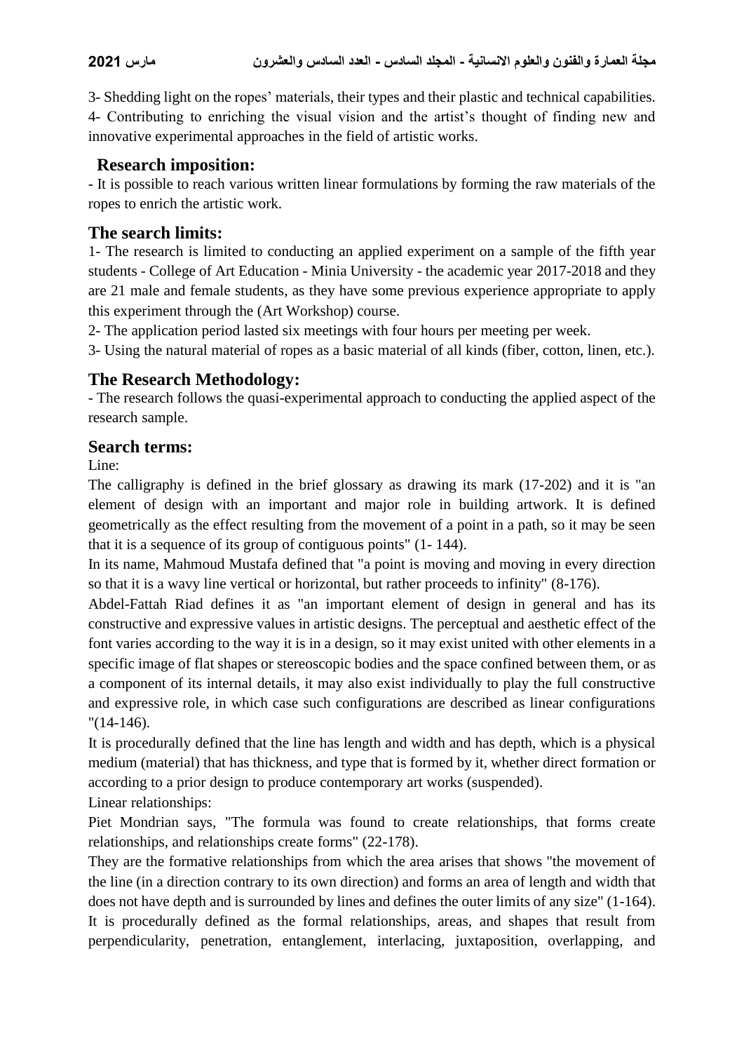3- Shedding light on the ropes' materials, their types and their plastic and technical capabilities.
4- Contributing to enriching the visual vision and the artist's thought of finding new and innovative experimental approaches in the field of artistic works.

## Research imposition:

- It is possible to reach various written linear formulations by forming the raw materials of the ropes to enrich the artistic work.

## The search limits:

1- The research is limited to conducting an applied experiment on a sample of the fifth year students - College of Art Education - Minia University - the academic year 2017-2018 and they are 21 male and female students, as they have some previous experience appropriate to apply this experiment through the (Art Workshop) course.
2- The application period lasted six meetings with four hours per meeting per week.
3- Using the natural material of ropes as a basic material of all kinds (fiber, cotton, linen, etc.).

## The Research Methodology:

- The research follows the quasi-experimental approach to conducting the applied aspect of the research sample.

## Search terms:

Line:

The calligraphy is defined in the brief glossary as drawing its mark (17-202) and it is "an element of design with an important and major role in building artwork. It is defined geometrically as the effect resulting from the movement of a point in a path, so it may be seen that it is a sequence of its group of contiguous points" (1- 144).

In its name, Mahmoud Mustafa defined that "a point is moving and moving in every direction so that it is a wavy line vertical or horizontal, but rather proceeds to infinity" (8-176).

Abdel-Fattah Riad defines it as "an important element of design in general and has its constructive and expressive values in artistic designs. The perceptual and aesthetic effect of the font varies according to the way it is in a design, so it may exist united with other elements in a specific image of flat shapes or stereoscopic bodies and the space confined between them, or as a component of its internal details, it may also exist individually to play the full constructive and expressive role, in which case such configurations are described as linear configurations "(14-146).

It is procedurally defined that the line has length and width and has depth, which is a physical medium (material) that has thickness, and type that is formed by it, whether direct formation or according to a prior design to produce contemporary art works (suspended).

Linear relationships:

Piet Mondrian says, "The formula was found to create relationships, that forms create relationships, and relationships create forms" (22-178).

They are the formative relationships from which the area arises that shows "the movement of the line (in a direction contrary to its own direction) and forms an area of length and width that does not have depth and is surrounded by lines and defines the outer limits of any size" (1-164).

It is procedurally defined as the formal relationships, areas, and shapes that result from perpendicularity, penetration, entanglement, interlacing, juxtaposition, overlapping, and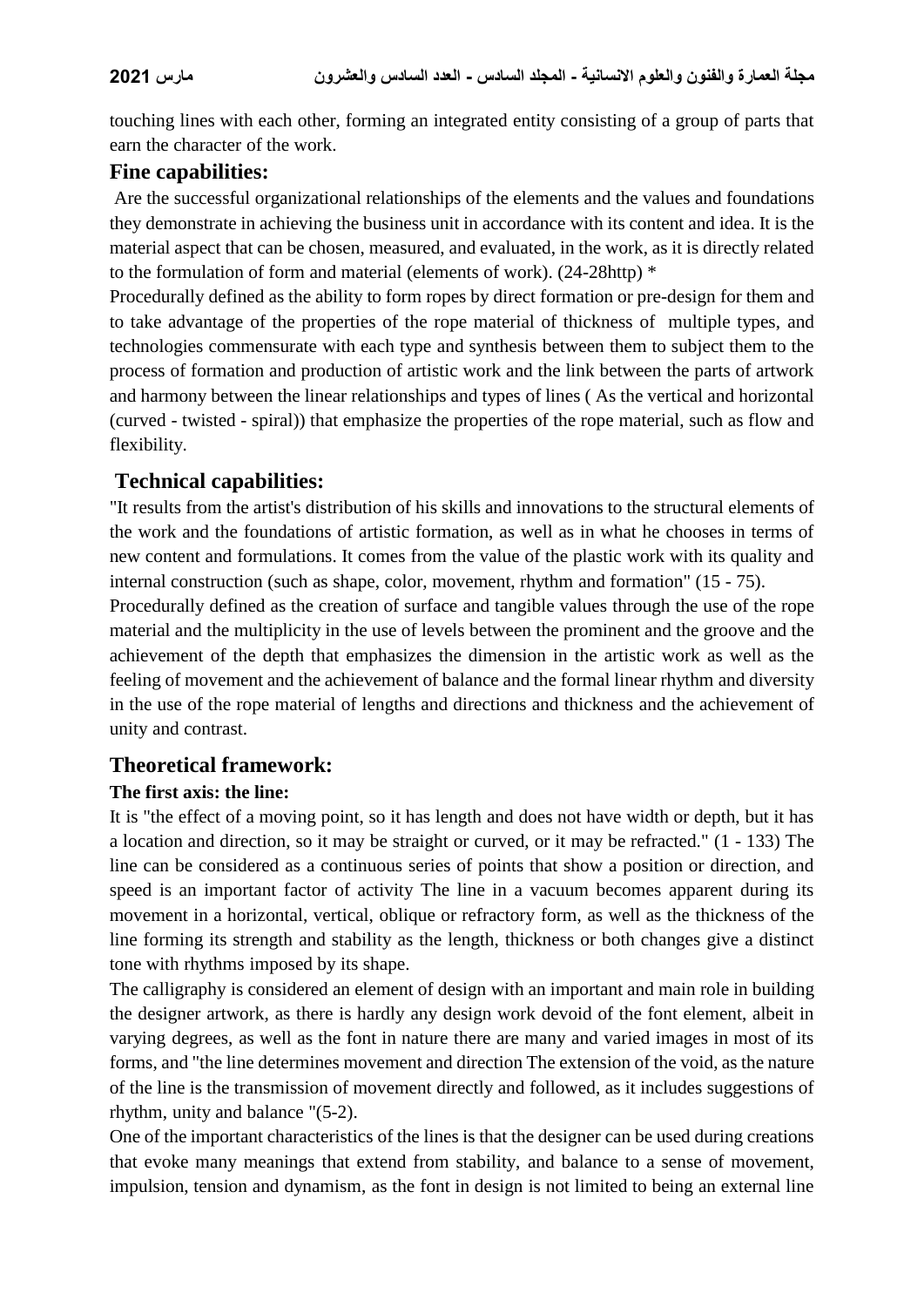touching lines with each other, forming an integrated entity consisting of a group of parts that earn the character of the work.

## Fine capabilities:

Are the successful organizational relationships of the elements and the values and foundations they demonstrate in achieving the business unit in accordance with its content and idea. It is the material aspect that can be chosen, measured, and evaluated, in the work, as it is directly related to the formulation of form and material (elements of work). (24-28http) *

Procedurally defined as the ability to form ropes by direct formation or pre-design for them and to take advantage of the properties of the rope material of thickness of multiple types, and technologies commensurate with each type and synthesis between them to subject them to the process of formation and production of artistic work and the link between the parts of artwork and harmony between the linear relationships and types of lines ( As the vertical and horizontal (curved - twisted - spiral)) that emphasize the properties of the rope material, such as flow and flexibility.

## Technical capabilities:

"It results from the artist's distribution of his skills and innovations to the structural elements of the work and the foundations of artistic formation, as well as in what he chooses in terms of new content and formulations. It comes from the value of the plastic work with its quality and internal construction (such as shape, color, movement, rhythm and formation" (15 - 75).

Procedurally defined as the creation of surface and tangible values through the use of the rope material and the multiplicity in the use of levels between the prominent and the groove and the achievement of the depth that emphasizes the dimension in the artistic work as well as the feeling of movement and the achievement of balance and the formal linear rhythm and diversity in the use of the rope material of lengths and directions and thickness and the achievement of unity and contrast.

## Theoretical framework:

### The first axis: the line:

It is "the effect of a moving point, so it has length and does not have width or depth, but it has a location and direction, so it may be straight or curved, or it may be refracted." (1 - 133) The line can be considered as a continuous series of points that show a position or direction, and speed is an important factor of activity The line in a vacuum becomes apparent during its movement in a horizontal, vertical, oblique or refractory form, as well as the thickness of the line forming its strength and stability as the length, thickness or both changes give a distinct tone with rhythms imposed by its shape.

The calligraphy is considered an element of design with an important and main role in building the designer artwork, as there is hardly any design work devoid of the font element, albeit in varying degrees, as well as the font in nature there are many and varied images in most of its forms, and "the line determines movement and direction The extension of the void, as the nature of the line is the transmission of movement directly and followed, as it includes suggestions of rhythm, unity and balance "(5-2).

One of the important characteristics of the lines is that the designer can be used during creations that evoke many meanings that extend from stability, and balance to a sense of movement, impulsion, tension and dynamism, as the font in design is not limited to being an external line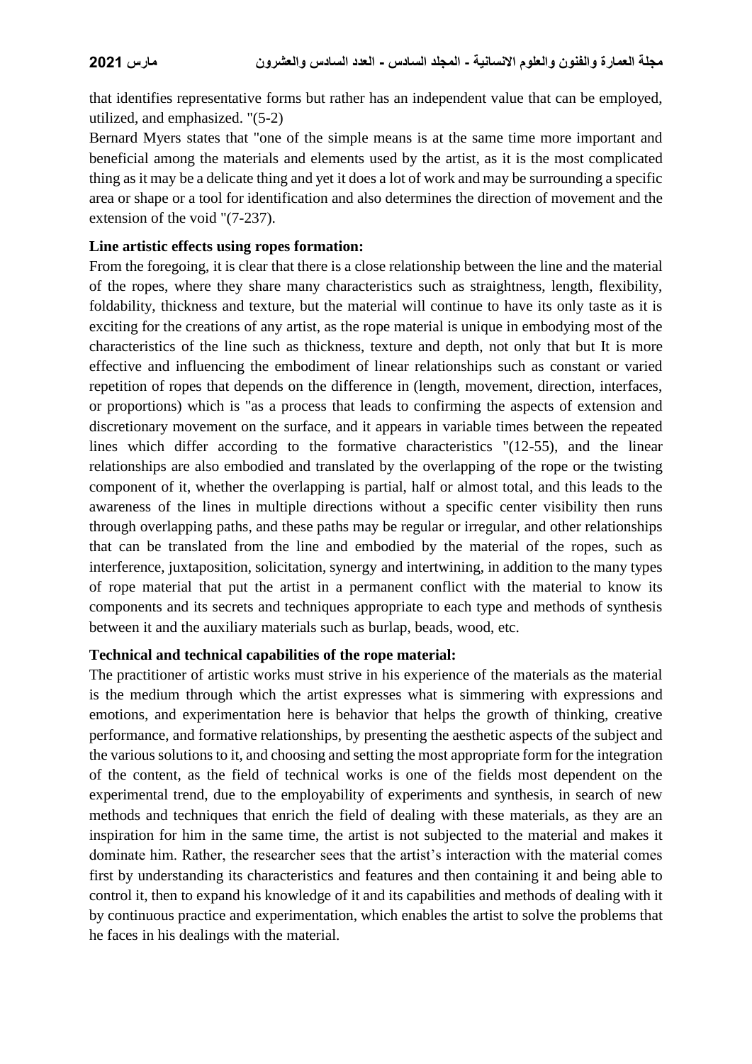that identifies representative forms but rather has an independent value that can be employed, utilized, and emphasized. "(5-2)

Bernard Myers states that "one of the simple means is at the same time more important and beneficial among the materials and elements used by the artist, as it is the most complicated thing as it may be a delicate thing and yet it does a lot of work and may be surrounding a specific area or shape or a tool for identification and also determines the direction of movement and the extension of the void "(7-237).

**Line artistic effects using ropes formation:**

From the foregoing, it is clear that there is a close relationship between the line and the material of the ropes, where they share many characteristics such as straightness, length, flexibility, foldability, thickness and texture, but the material will continue to have its only taste as it is exciting for the creations of any artist, as the rope material is unique in embodying most of the characteristics of the line such as thickness, texture and depth, not only that but It is more effective and influencing the embodiment of linear relationships such as constant or varied repetition of ropes that depends on the difference in (length, movement, direction, interfaces, or proportions) which is "as a process that leads to confirming the aspects of extension and discretionary movement on the surface, and it appears in variable times between the repeated lines which differ according to the formative characteristics "(12-55), and the linear relationships are also embodied and translated by the overlapping of the rope or the twisting component of it, whether the overlapping is partial, half or almost total, and this leads to the awareness of the lines in multiple directions without a specific center visibility then runs through overlapping paths, and these paths may be regular or irregular, and other relationships that can be translated from the line and embodied by the material of the ropes, such as interference, juxtaposition, solicitation, synergy and intertwining, in addition to the many types of rope material that put the artist in a permanent conflict with the material to know its components and its secrets and techniques appropriate to each type and methods of synthesis between it and the auxiliary materials such as burlap, beads, wood, etc.

**Technical and technical capabilities of the rope material:**

The practitioner of artistic works must strive in his experience of the materials as the material is the medium through which the artist expresses what is simmering with expressions and emotions, and experimentation here is behavior that helps the growth of thinking, creative performance, and formative relationships, by presenting the aesthetic aspects of the subject and the various solutions to it, and choosing and setting the most appropriate form for the integration of the content, as the field of technical works is one of the fields most dependent on the experimental trend, due to the employability of experiments and synthesis, in search of new methods and techniques that enrich the field of dealing with these materials, as they are an inspiration for him in the same time, the artist is not subjected to the material and makes it dominate him. Rather, the researcher sees that the artist's interaction with the material comes first by understanding its characteristics and features and then containing it and being able to control it, then to expand his knowledge of it and its capabilities and methods of dealing with it by continuous practice and experimentation, which enables the artist to solve the problems that he faces in his dealings with the material.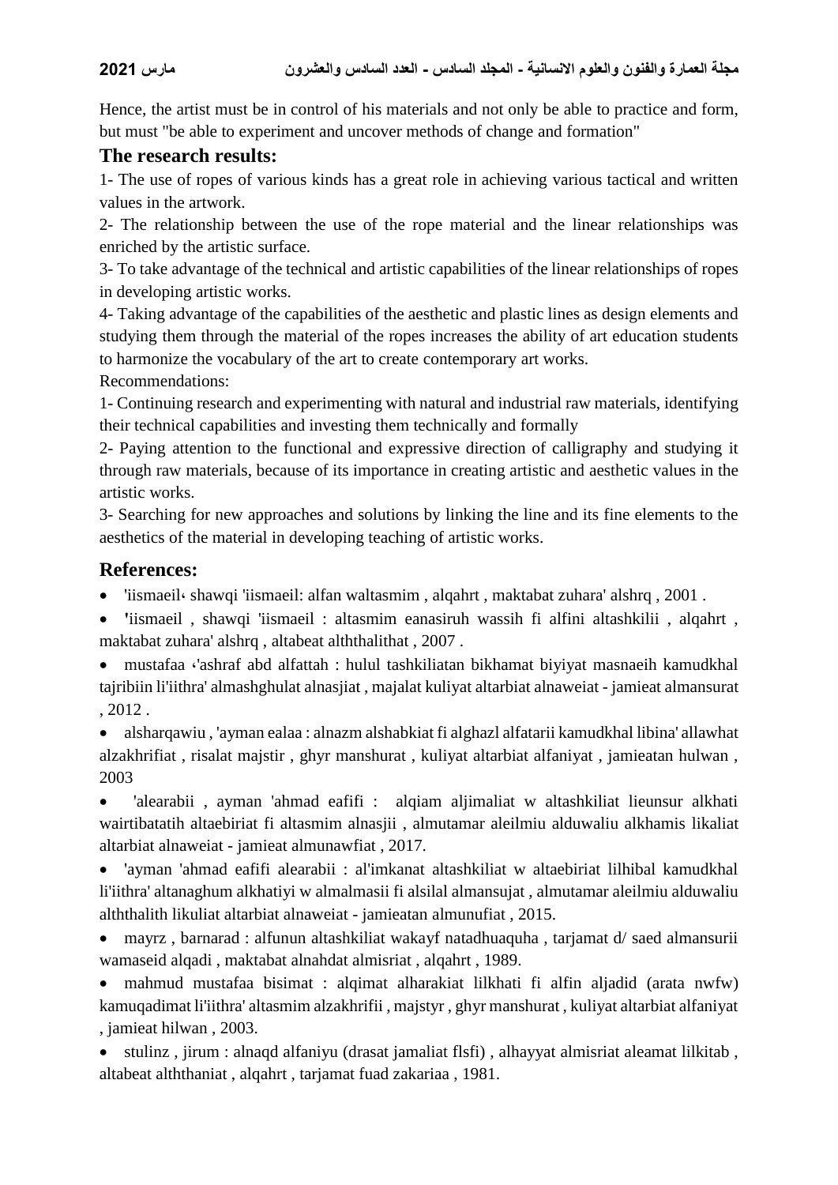Hence, the artist must be in control of his materials and not only be able to practice and form, but must "be able to experiment and uncover methods of change and formation"

## The research results:

1- The use of ropes of various kinds has a great role in achieving various tactical and written values in the artwork.

2- The relationship between the use of the rope material and the linear relationships was enriched by the artistic surface.

3- To take advantage of the technical and artistic capabilities of the linear relationships of ropes in developing artistic works.

4- Taking advantage of the capabilities of the aesthetic and plastic lines as design elements and studying them through the material of the ropes increases the ability of art education students to harmonize the vocabulary of the art to create contemporary art works.

Recommendations:

1- Continuing research and experimenting with natural and industrial raw materials, identifying their technical capabilities and investing them technically and formally

2- Paying attention to the functional and expressive direction of calligraphy and studying it through raw materials, because of its importance in creating artistic and aesthetic values in the artistic works.

3- Searching for new approaches and solutions by linking the line and its fine elements to the aesthetics of the material in developing teaching of artistic works.

## References:

- 'iismaeil، shawqi 'iismaeil: alfan waltasmim , alqahrt , maktabat zuhara' alshrq , 2001 .
- 'iismaeil , shawqi 'iismaeil : altasmim eanasiruh wassih fi alfini altashkilii , alqahrt , maktabat zuhara' alshrq , altabeat alththalithat , 2007 .
- mustafaa ،'ashraf abd alfattah : hulul tashkiliatan bikhamat biyiyat masnaeih kamudkhal tajribiin li'iithra' almashghulat alnasjiat , majalat kuliyat altarbiat alnaweiat - jamieat almansurat , 2012 .
- alsharqawiu , 'ayman ealaa : alnazm alshabkiat fi alghazl alfatarii kamudkhal libina' allawhat alzakhrifiat , risalat majstir , ghyr manshurat , kuliyat altarbiat alfaniyat , jamieatan hulwan , 2003
- 'alearabii , ayman 'ahmad eafifi : alqiam aljimaliat w altashkiliat lieunsur alkhati wairtibatatih altaebiriat fi altasmim alnasjii , almutamar aleilmiu alduwaliu alkhamis likaliat altarbiat alnaweiat - jamieat almunawfiat , 2017.
- 'ayman 'ahmad eafifi alearabii : al'imkanat altashkiliat w altaebiriat lilhibal kamudkhal li'iithra' altanaghum alkhatiyi w almalmasii fi alsilal almansujat , almutamar aleilmiu alduwaliu alththalith likuliat altarbiat alnaweiat - jamieatan almunufiat , 2015.
- mayrz , barnarad : alfunun altashkiliat wakayf natadhuaquha , tarjamat d/ saed almansurii wamaseid alqadi , maktabat alnahdat almisriat , alqahrt , 1989.
- mahmud mustafaa bisimat : alqimat alharakiat lilkhati fi alfin aljadid (arata nwfw) kamuqadimat li'iithra' altasmim alzakhrifii , majstyr , ghyr manshurat , kuliyat altarbiat alfaniyat , jamieat hilwan , 2003.
- stulinz , jirum : alnaqd alfaniyu (drasat jamaliat flsfi) , alhayyat almisriat aleamat lilkitab , altabeat alththaniat , alqahrt , tarjamat fuad zakariaa , 1981.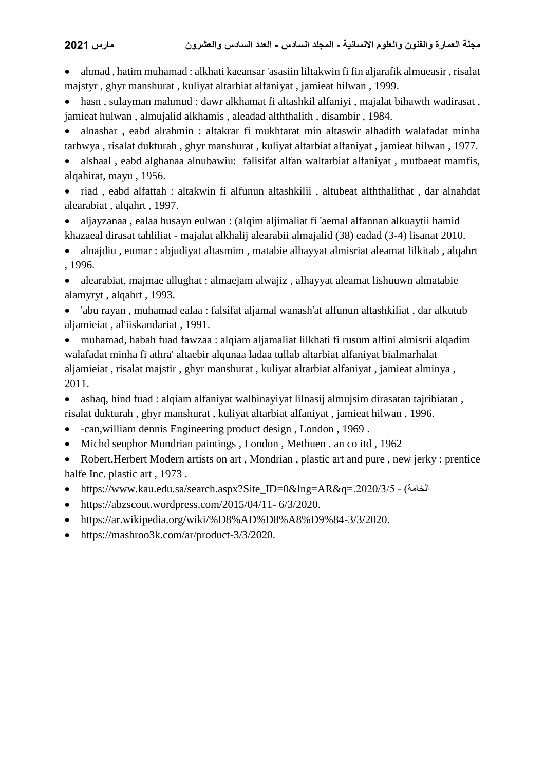- ahmad , hatim muhamad : alkhati kaeansar 'asasiin liltakwin fi fin aljarafik almueasir , risalat majstyr , ghyr manshurat , kuliyat altarbiat alfaniyat , jamieat hilwan , 1999.
- hasn , sulayman mahmud : dawr alkhamat fi altashkil alfaniyi , majalat bihawth wadirasat , jamieat hulwan , almujalid alkhamis , aleadad alththalith , disambir , 1984.
- alnashar , eabd alrahmin : altakrar fi mukhtarat min altaswir alhadith walafadat minha tarbwya , risalat dukturah , ghyr manshurat , kuliyat altarbiat alfaniyat , jamieat hilwan , 1977.
- alshaal , eabd alghanaa alnubawiu: falisifat alfan waltarbiat alfaniyat , mutbaeat mamfis, alqahirat, mayu , 1956.
- riad , eabd alfattah : altakwin fi alfunun altashkilii , altubeat alththalithat , dar alnahdat alearabiat , alqahrt , 1997.
- aljayzanaa , ealaa husayn eulwan : (alqim aljimaliat fi 'aemal alfannan alkuaytii hamid khazaeal dirasat tahliliat - majalat alkhalij alearabii almajalid (38) eadad (3-4) lisanat 2010.
- alnajdiu , eumar : abjudiyat altasmim , matabie alhayyat almisriat aleamat lilkitab , alqahrt , 1996.
- alearabiat, majmae allughat : almaejam alwajiz , alhayyat aleamat lishuuwn almatabie alamyryt , alqahrt , 1993.
- 'abu rayan , muhamad ealaa : falsifat aljamal wanash'at alfunun altashkiliat , dar alkutub aljamieiat , al'iiskandariat , 1991.
- muhamad, habah fuad fawzaa : alqiam aljamaliat lilkhati fi rusum alfini almisrii alqadim walafadat minha fi athra' altaebir alqunaa ladaa tullab altarbiat alfaniyat bialmarhalat aljamieiat , risalat majstir , ghyr manshurat , kuliyat altarbiat alfaniyat , jamieat alminya , 2011.
- ashaq, hind fuad : alqiam alfaniyat walbinayiyat lilnasij almujsim dirasatan tajribiatan , risalat dukturah , ghyr manshurat , kuliyat altarbiat alfaniyat , jamieat hilwan , 1996.
- -can,william dennis Engineering product design , London , 1969 .
- Michd seuphor Mondrian paintings , London , Methuen . an co itd , 1962
- Robert.Herbert Modern artists on art , Mondrian , plastic art and pure , new jerky : prentice halfe Inc. plastic art , 1973 .
- https://www.kau.edu.sa/search.aspx?Site_ID=0&lng=AR&q=.2020/3/5 - (الخامة)
- https://abzscout.wordpress.com/2015/04/11- 6/3/2020.
- https://ar.wikipedia.org/wiki/%D8%AD%D8%A8%D9%84-3/3/2020.
- https://mashroo3k.com/ar/product-3/3/2020.